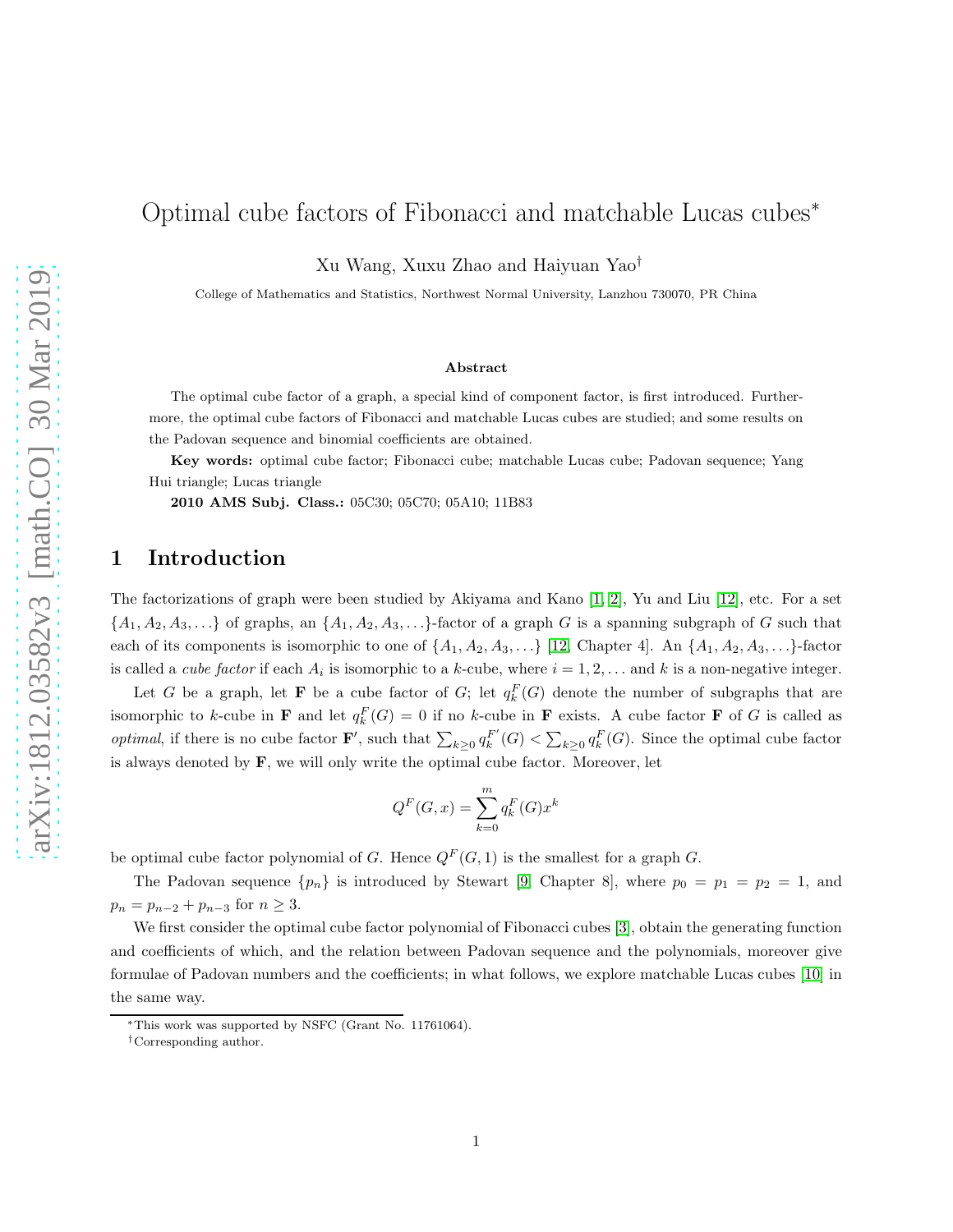# Optimal cube factors of Fibonacci and matchable Lucas cubes*

Xu Wang, Xuxu Zhao and Haiyuan Yao†

College of Mathematics and Statistics, Northwest Normal University, Lanzhou 730070, PR China

### Abstract

The optimal cube factor of a graph, a special kind of component factor, is first introduced. Furthermore, the optimal cube factors of Fibonacci and matchable Lucas cubes are studied; and some results on the Padovan sequence and binomial coefficients are obtained.

**Key words:** optimal cube factor; Fibonacci cube; matchable Lucas cube; Padovan sequence; Yang Hui triangle; Lucas triangle

**2010 AMS Subj. Class.:** 05C30; 05C70; 05A10; 11B83

## 1 Introduction

The factorizations of graph were been studied by Akiyama and Kano [1, 2], Yu and Liu [12], etc. For a set $\{A_1, A_2, A_3, \ldots\}$ of graphs, an $\{A_1, A_2, A_3, \ldots\}$-factor of a graph $G$ is a spanning subgraph of $G$ such that each of its components is isomorphic to one of $\{A_1, A_2, A_3, \ldots\}$ [12, Chapter 4]. An $\{A_1, A_2, A_3, \ldots\}$-factor is called a *cube factor* if each $A_i$ is isomorphic to a $k$-cube, where $i = 1, 2, \ldots$ and $k$ is a non-negative integer.

Let $G$ be a graph, let $\mathbf{F}$ be a cube factor of $G$; let $q_k^F(G)$ denote the number of subgraphs that are isomorphic to $k$-cube in $\mathbf{F}$ and let $q_k^F(G) = 0$ if no $k$-cube in $\mathbf{F}$ exists. A cube factor $\mathbf{F}$ of $G$ is called as *optimal*, if there is no cube factor $\mathbf{F}'$, such that $\sum_{k\geq 0} q_k^{F'}(G) < \sum_{k\geq 0} q_k^F(G)$. Since the optimal cube factor is always denoted by $\mathbf{F}$, we will only write the optimal cube factor. Moreover, let

$$Q^F(G, x) = \sum_{k=0}^{m} q_k^F(G) x^k$$

be optimal cube factor polynomial of $G$. Hence $Q^F(G, 1)$ is the smallest for a graph $G$.

The Padovan sequence $\{p_n\}$ is introduced by Stewart [9, Chapter 8], where $p_0 = p_1 = p_2 = 1$, and $p_n = p_{n-2} + p_{n-3}$ for $n \geq 3$.

We first consider the optimal cube factor polynomial of Fibonacci cubes [3], obtain the generating function and coefficients of which, and the relation between Padovan sequence and the polynomials, moreover give formulae of Padovan numbers and the coefficients; in what follows, we explore matchable Lucas cubes [10] in the same way.

*This work was supported by NSFC (Grant No. 11761064).

†Corresponding author.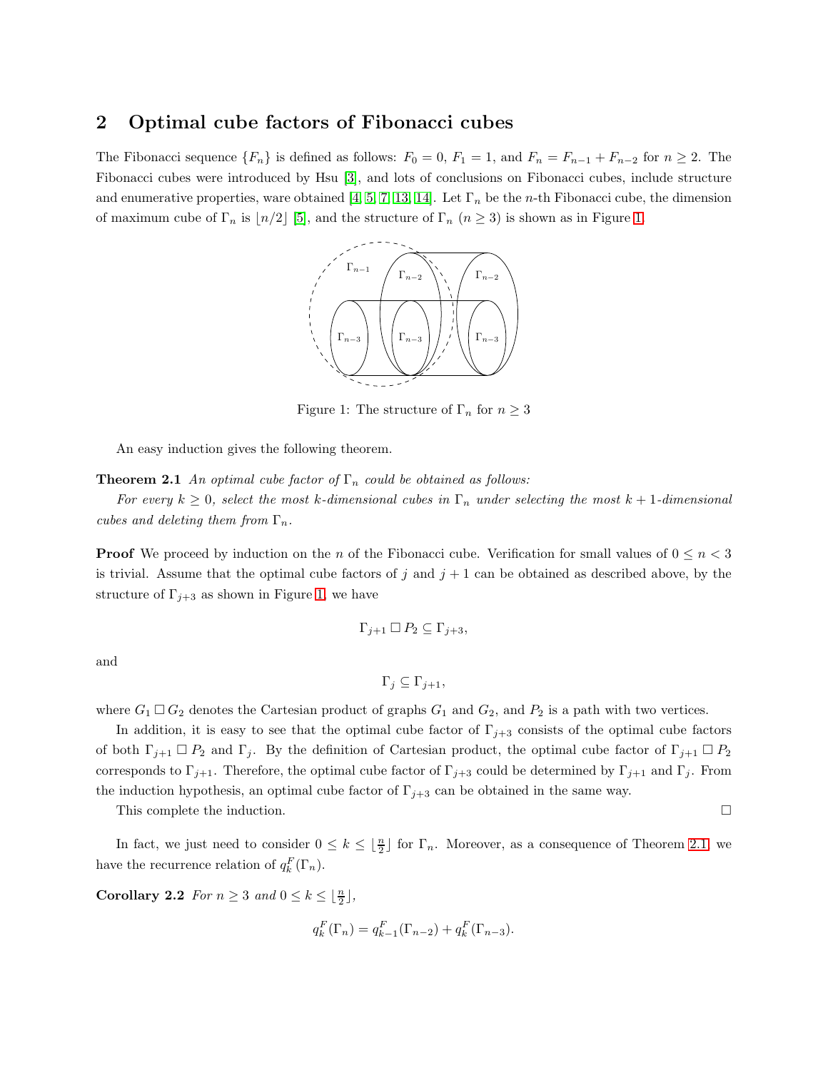## 2 Optimal cube factors of Fibonacci cubes

The Fibonacci sequence $\{F_n\}$ is defined as follows: $F_0 = 0$, $F_1 = 1$, and $F_n = F_{n-1} + F_{n-2}$ for $n \geq 2$. The Fibonacci cubes were introduced by Hsu [3], and lots of conclusions on Fibonacci cubes, include structure and enumerative properties, ware obtained [4, 5, 7, 13, 14]. Let $\Gamma_n$ be the $n$-th Fibonacci cube, the dimension of maximum cube of $\Gamma_n$ is $\lfloor n/2 \rfloor$ [5], and the structure of $\Gamma_n$ ($n \geq 3$) is shown as in Figure 1.

Figure 1: The structure of $\Gamma_n$ for $n \geq 3$

An easy induction gives the following theorem.

**Theorem 2.1** *An optimal cube factor of $\Gamma_n$ could be obtained as follows:*

*For every $k \geq 0$, select the most $k$-dimensional cubes in $\Gamma_n$ under selecting the most $k+1$-dimensional cubes and deleting them from $\Gamma_n$.*

**Proof** We proceed by induction on the $n$ of the Fibonacci cube. Verification for small values of $0 \leq n < 3$ is trivial. Assume that the optimal cube factors of $j$ and $j+1$ can be obtained as described above, by the structure of $\Gamma_{j+3}$ as shown in Figure 1, we have

$$\Gamma_{j+1} \,\square\, P_2 \subseteq \Gamma_{j+3},$$

and

$$\Gamma_j \subseteq \Gamma_{j+1},$$

where $G_1 \,\square\, G_2$ denotes the Cartesian product of graphs $G_1$ and $G_2$, and $P_2$ is a path with two vertices.

In addition, it is easy to see that the optimal cube factor of $\Gamma_{j+3}$ consists of the optimal cube factors of both $\Gamma_{j+1} \,\square\, P_2$ and $\Gamma_j$. By the definition of Cartesian product, the optimal cube factor of $\Gamma_{j+1} \,\square\, P_2$ corresponds to $\Gamma_{j+1}$. Therefore, the optimal cube factor of $\Gamma_{j+3}$ could be determined by $\Gamma_{j+1}$ and $\Gamma_j$. From the induction hypothesis, an optimal cube factor of $\Gamma_{j+3}$ can be obtained in the same way.

This complete the induction. $\square$

In fact, we just need to consider $0 \leq k \leq \lfloor \frac{n}{2} \rfloor$ for $\Gamma_n$. Moreover, as a consequence of Theorem 2.1, we have the recurrence relation of $q_k^F(\Gamma_n)$.

**Corollary 2.2** *For $n \geq 3$ and $0 \leq k \leq \lfloor \frac{n}{2} \rfloor$,*

$$q_k^F(\Gamma_n) = q_{k-1}^F(\Gamma_{n-2}) + q_k^F(\Gamma_{n-3}).$$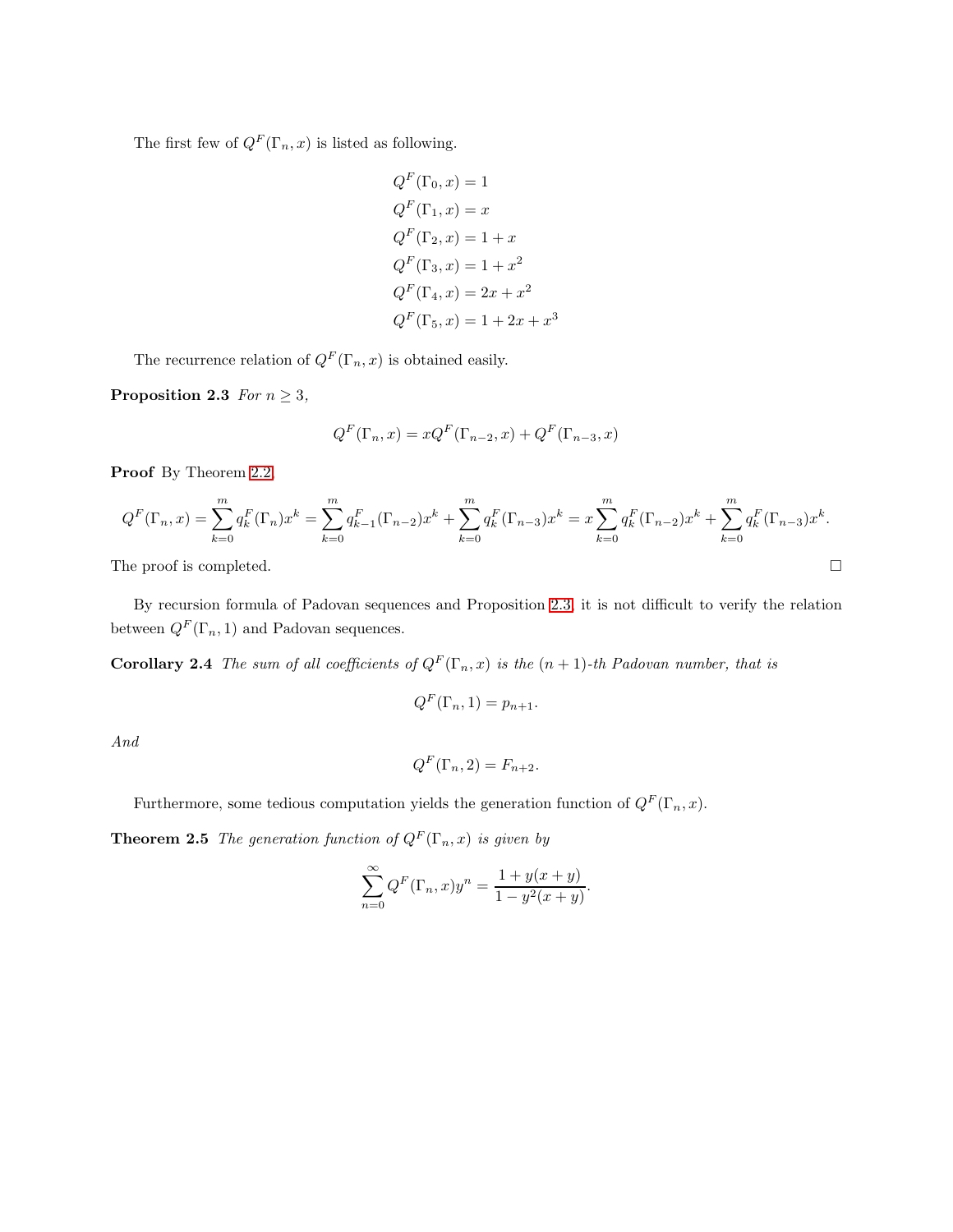The first few of $Q^F(\Gamma_n, x)$ is listed as following.

$$
\begin{aligned}
Q^F(\Gamma_0, x) &= 1 \\
Q^F(\Gamma_1, x) &= x \\
Q^F(\Gamma_2, x) &= 1 + x \\
Q^F(\Gamma_3, x) &= 1 + x^2 \\
Q^F(\Gamma_4, x) &= 2x + x^2 \\
Q^F(\Gamma_5, x) &= 1 + 2x + x^3
\end{aligned}
$$

The recurrence relation of $Q^F(\Gamma_n, x)$ is obtained easily.

**Proposition 2.3** *For $n \geq 3$,*

$$
Q^F(\Gamma_n, x) = xQ^F(\Gamma_{n-2}, x) + Q^F(\Gamma_{n-3}, x)
$$

**Proof** By Theorem 2.2,

$$
Q^F(\Gamma_n, x) = \sum_{k=0}^{m} q_k^F(\Gamma_n)x^k = \sum_{k=0}^{m} q_{k-1}^F(\Gamma_{n-2})x^k + \sum_{k=0}^{m} q_k^F(\Gamma_{n-3})x^k = x\sum_{k=0}^{m} q_k^F(\Gamma_{n-2})x^k + \sum_{k=0}^{m} q_k^F(\Gamma_{n-3})x^k.
$$

The proof is completed. □

By recursion formula of Padovan sequences and Proposition 2.3, it is not difficult to verify the relation between $Q^F(\Gamma_n, 1)$ and Padovan sequences.

**Corollary 2.4** *The sum of all coefficients of $Q^F(\Gamma_n, x)$ is the $(n+1)$-th Padovan number, that is*

$$
Q^F(\Gamma_n, 1) = p_{n+1}.
$$

*And*

$$
Q^F(\Gamma_n, 2) = F_{n+2}.
$$

Furthermore, some tedious computation yields the generation function of $Q^F(\Gamma_n, x)$.

**Theorem 2.5** *The generation function of $Q^F(\Gamma_n, x)$ is given by*

$$
\sum_{n=0}^{\infty} Q^F(\Gamma_n, x)y^n = \frac{1 + y(x + y)}{1 - y^2(x + y)}.
$$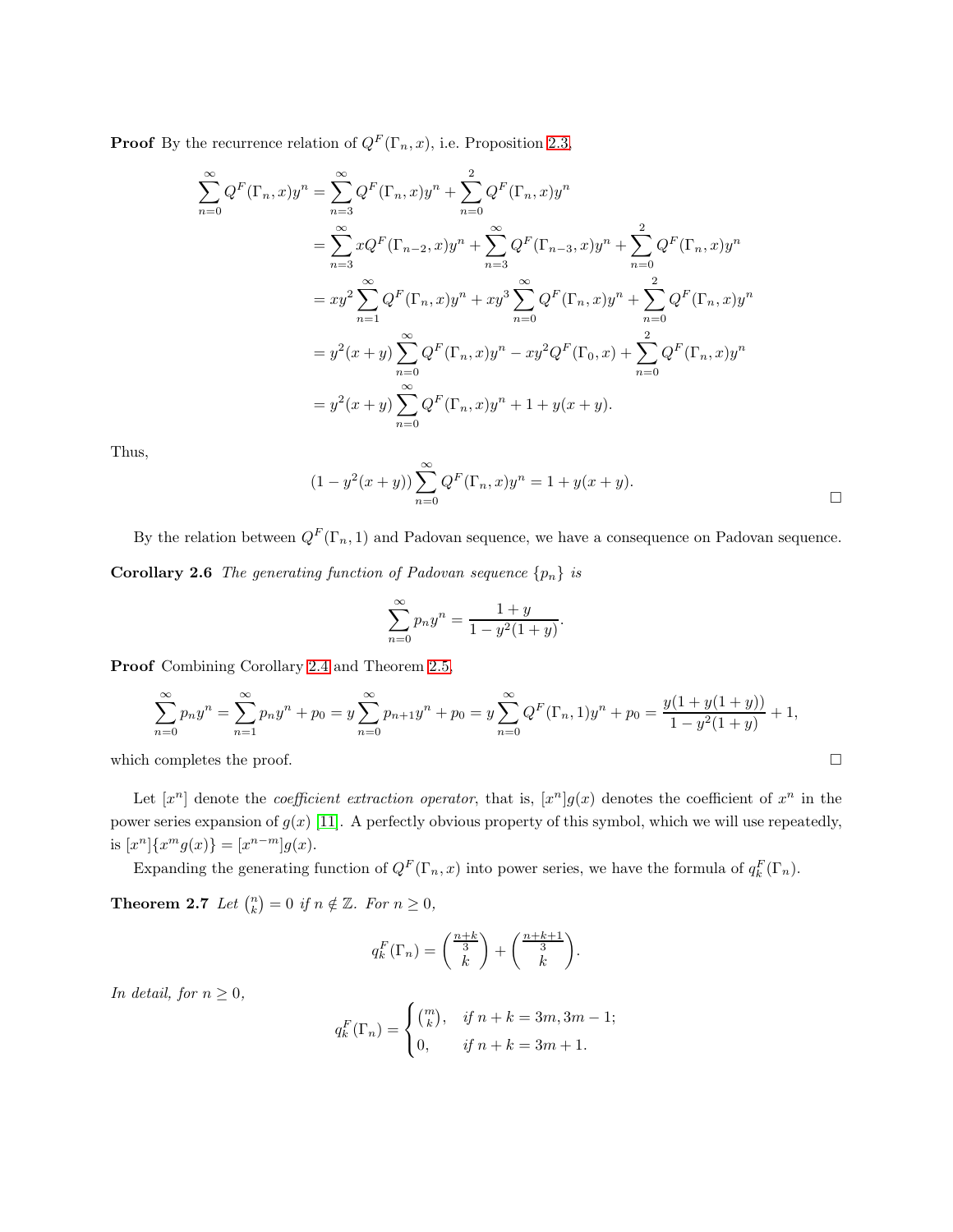**Proof** By the recurrence relation of $Q^F(\Gamma_n, x)$, i.e. Proposition 2.3,

$$
\begin{aligned}
\sum_{n=0}^{\infty} Q^F(\Gamma_n, x)y^n &= \sum_{n=3}^{\infty} Q^F(\Gamma_n, x)y^n + \sum_{n=0}^{2} Q^F(\Gamma_n, x)y^n \\
&= \sum_{n=3}^{\infty} xQ^F(\Gamma_{n-2}, x)y^n + \sum_{n=3}^{\infty} Q^F(\Gamma_{n-3}, x)y^n + \sum_{n=0}^{2} Q^F(\Gamma_n, x)y^n \\
&= xy^2 \sum_{n=1}^{\infty} Q^F(\Gamma_n, x)y^n + xy^3 \sum_{n=0}^{\infty} Q^F(\Gamma_n, x)y^n + \sum_{n=0}^{2} Q^F(\Gamma_n, x)y^n \\
&= y^2(x+y) \sum_{n=0}^{\infty} Q^F(\Gamma_n, x)y^n - xy^2 Q^F(\Gamma_0, x) + \sum_{n=0}^{2} Q^F(\Gamma_n, x)y^n \\
&= y^2(x+y) \sum_{n=0}^{\infty} Q^F(\Gamma_n, x)y^n + 1 + y(x+y).
\end{aligned}
$$

Thus,

$$
(1 - y^2(x+y)) \sum_{n=0}^{\infty} Q^F(\Gamma_n, x)y^n = 1 + y(x+y).
$$

□

By the relation between $Q^F(\Gamma_n, 1)$ and Padovan sequence, we have a consequence on Padovan sequence.

**Corollary 2.6** *The generating function of Padovan sequence $\{p_n\}$ is*

$$
\sum_{n=0}^{\infty} p_n y^n = \frac{1+y}{1-y^2(1+y)}.
$$

**Proof** Combining Corollary 2.4 and Theorem 2.5,

$$
\sum_{n=0}^{\infty} p_n y^n = \sum_{n=1}^{\infty} p_n y^n + p_0 = y \sum_{n=0}^{\infty} p_{n+1} y^n + p_0 = y \sum_{n=0}^{\infty} Q^F(\Gamma_n, 1)y^n + p_0 = \frac{y(1+y(1+y))}{1-y^2(1+y)} + 1,
$$

which completes the proof. □

Let $[x^n]$ denote the *coefficient extraction operator*, that is, $[x^n]g(x)$ denotes the coefficient of $x^n$ in the power series expansion of $g(x)$ [11]. A perfectly obvious property of this symbol, which we will use repeatedly, is $[x^n]\{x^m g(x)\} = [x^{n-m}]g(x)$.

Expanding the generating function of $Q^F(\Gamma_n, x)$ into power series, we have the formula of $q_k^F(\Gamma_n)$.

**Theorem 2.7** *Let $\binom{n}{k} = 0$ if $n \notin \mathbb{Z}$. For $n \geq 0$,*

$$
q_k^F(\Gamma_n) = \binom{\frac{n+k}{3}}{k} + \binom{\frac{n+k+1}{3}}{k}.
$$

*In detail, for $n \geq 0$,*

$$
q_k^F(\Gamma_n) = \begin{cases} \binom{m}{k}, & \text{if } n+k = 3m, 3m-1; \\ 0, & \text{if } n+k = 3m+1. \end{cases}
$$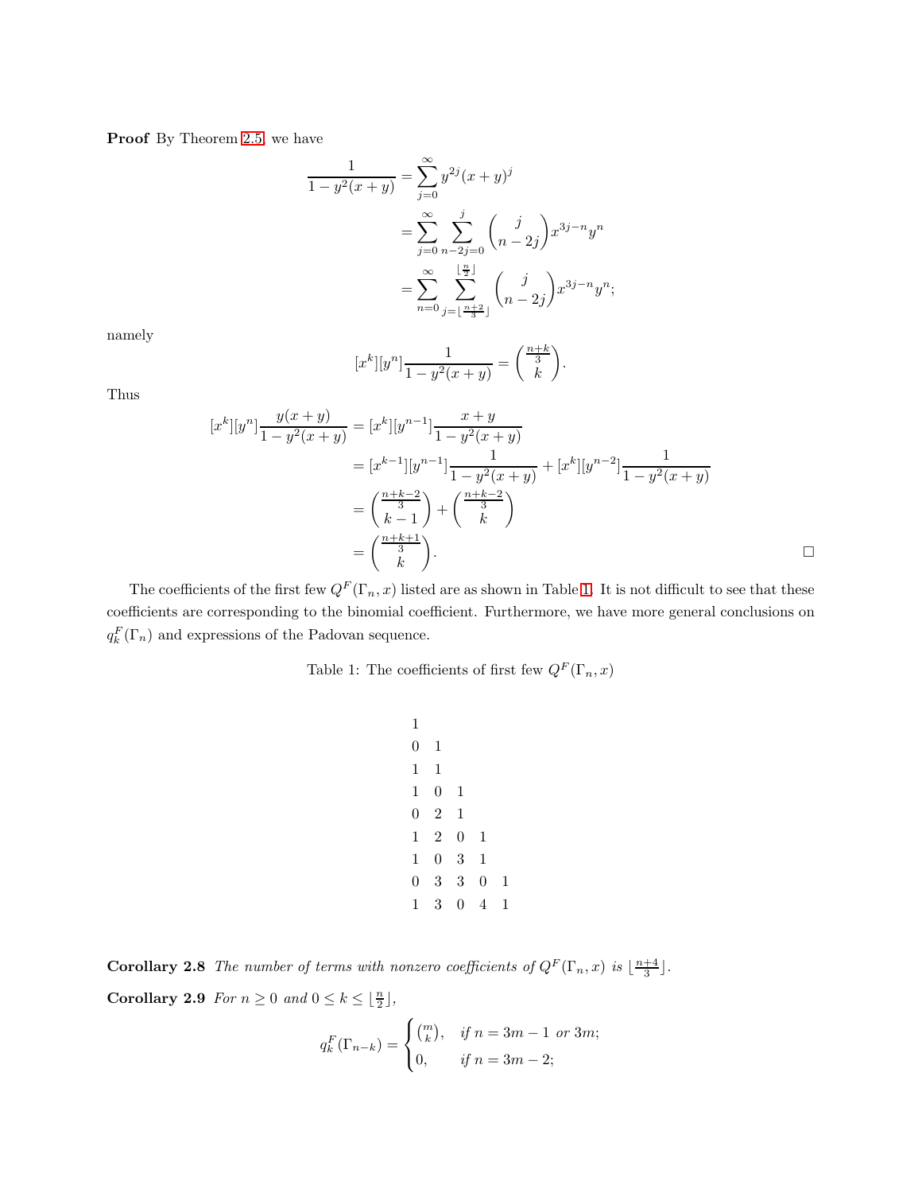**Proof** By Theorem 2.5, we have

$$
\begin{aligned}
\frac{1}{1-y^2(x+y)} &= \sum_{j=0}^{\infty} y^{2j}(x+y)^j \\
&= \sum_{j=0}^{\infty} \sum_{n-2j=0}^{j} \binom{j}{n-2j} x^{3j-n} y^n \\
&= \sum_{n=0}^{\infty} \sum_{j=\lfloor \frac{n+2}{3} \rfloor}^{\lfloor \frac{n}{2} \rfloor} \binom{j}{n-2j} x^{3j-n} y^n;
\end{aligned}
$$

namely

$$
[x^k][y^n]\frac{1}{1-y^2(x+y)} = \binom{\frac{n+k}{3}}{k}.
$$

Thus

$$
\begin{aligned}
[x^k][y^n]\frac{y(x+y)}{1-y^2(x+y)} &= [x^k][y^{n-1}]\frac{x+y}{1-y^2(x+y)} \\
&= [x^{k-1}][y^{n-1}]\frac{1}{1-y^2(x+y)} + [x^k][y^{n-2}]\frac{1}{1-y^2(x+y)} \\
&= \binom{\frac{n+k-2}{3}}{k-1} + \binom{\frac{n+k-2}{3}}{k} \\
&= \binom{\frac{n+k+1}{3}}{k}.
\end{aligned}
$$

□

The coefficients of the first few $Q^F(\Gamma_n, x)$ listed are as shown in Table 1. It is not difficult to see that these coefficients are corresponding to the binomial coefficient. Furthermore, we have more general conclusions on $q_k^F(\Gamma_n)$ and expressions of the Padovan sequence.

Table 1: The coefficients of first few $Q^F(\Gamma_n, x)$

| | | | | |
|---|---|---|---|---|
| 1 | | | | |
| 0 | 1 | | | |
| 1 | 1 | | | |
| 1 | 0 | 1 | | |
| 0 | 2 | 1 | | |
| 1 | 2 | 0 | 1 | |
| 1 | 0 | 3 | 1 | |
| 0 | 3 | 3 | 0 | 1 |
| 1 | 3 | 0 | 4 | 1 |

**Corollary 2.8** *The number of terms with nonzero coefficients of $Q^F(\Gamma_n, x)$ is $\lfloor \frac{n+4}{3} \rfloor$.*

**Corollary 2.9** *For $n \geq 0$ and $0 \leq k \leq \lfloor \frac{n}{2} \rfloor$,*

$$
q_k^F(\Gamma_{n-k}) = \begin{cases} \binom{m}{k}, & \text{if } n = 3m-1 \text{ or } 3m; \\ 0, & \text{if } n = 3m-2; \end{cases}
$$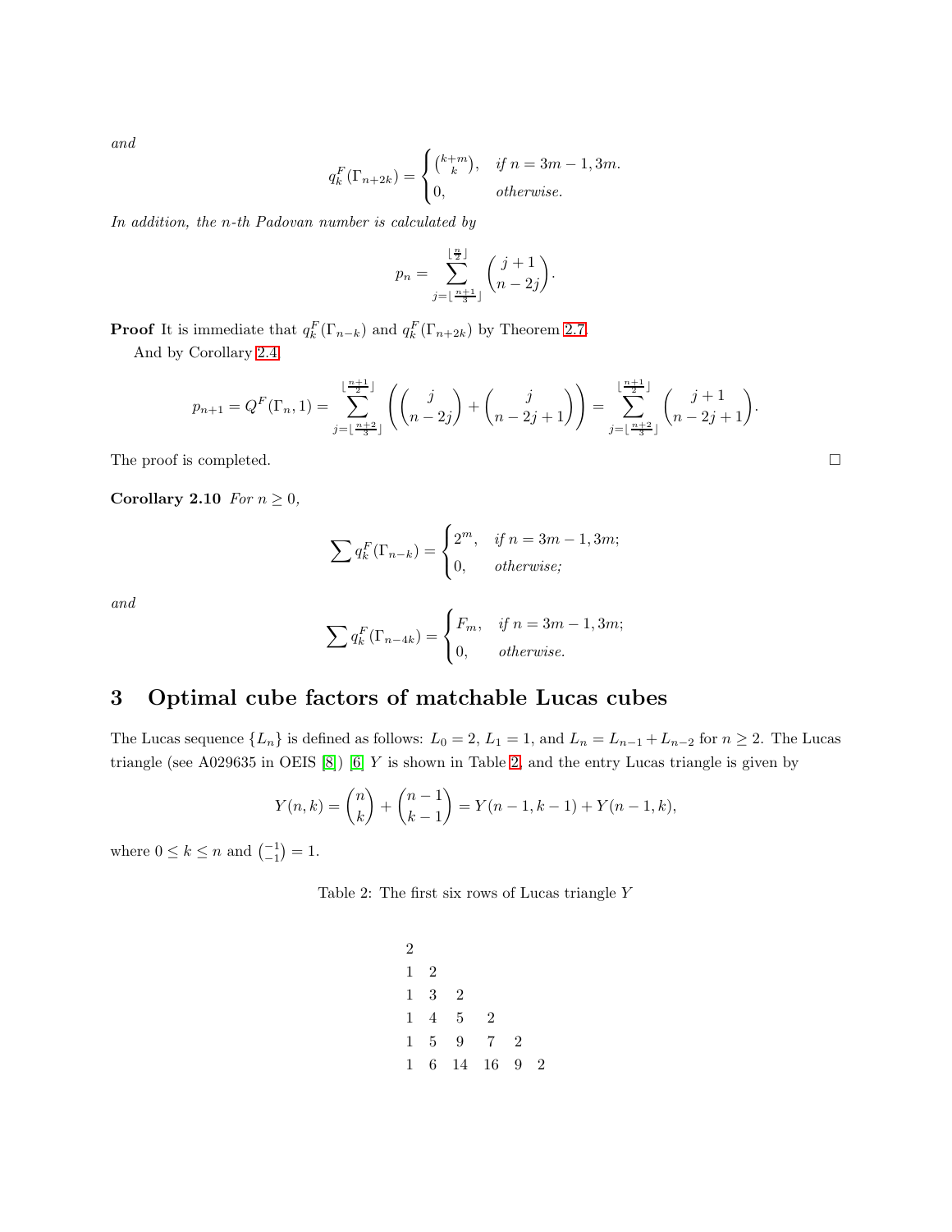*and*

$$q_k^F(\Gamma_{n+2k}) = \begin{cases} \binom{k+m}{k}, & \text{if } n = 3m-1, 3m. \\ 0, & \text{otherwise.} \end{cases}$$

*In addition, the n-th Padovan number is calculated by*

$$p_n = \sum_{j=\lfloor \frac{n+1}{3} \rfloor}^{\lfloor \frac{n}{2} \rfloor} \binom{j+1}{n-2j}.$$

**Proof** It is immediate that $q_k^F(\Gamma_{n-k})$ and $q_k^F(\Gamma_{n+2k})$ by Theorem 2.7.

And by Corollary 2.4

$$p_{n+1} = Q^F(\Gamma_n, 1) = \sum_{j=\lfloor \frac{n+2}{3} \rfloor}^{\lfloor \frac{n+1}{2} \rfloor} \left( \binom{j}{n-2j} + \binom{j}{n-2j+1} \right) = \sum_{j=\lfloor \frac{n+2}{3} \rfloor}^{\lfloor \frac{n+1}{2} \rfloor} \binom{j+1}{n-2j+1}.$$

The proof is completed. □

**Corollary 2.10** *For $n \geq 0$,*

$$\sum q_k^F(\Gamma_{n-k}) = \begin{cases} 2^m, & \text{if } n = 3m-1, 3m; \\ 0, & \text{otherwise;} \end{cases}$$

*and*

$$\sum q_k^F(\Gamma_{n-4k}) = \begin{cases} F_m, & \text{if } n = 3m-1, 3m; \\ 0, & \text{otherwise.} \end{cases}$$

## 3 Optimal cube factors of matchable Lucas cubes

The Lucas sequence $\{L_n\}$ is defined as follows: $L_0 = 2$, $L_1 = 1$, and $L_n = L_{n-1} + L_{n-2}$ for $n \geq 2$. The Lucas triangle (see A029635 in OEIS [8]) [6] $Y$ is shown in Table 2, and the entry Lucas triangle is given by

$$Y(n,k) = \binom{n}{k} + \binom{n-1}{k-1} = Y(n-1,k-1) + Y(n-1,k),$$

where $0 \leq k \leq n$ and $\binom{-1}{-1} = 1$.

Table 2: The first six rows of Lucas triangle $Y$

| | | | | | |
|---|---|---|---|---|---|
| 2 | | | | | |
| 1 | 2 | | | | |
| 1 | 3 | 2 | | | |
| 1 | 4 | 5 | 2 | | |
| 1 | 5 | 9 | 7 | 2 | |
| 1 | 6 | 14 | 16 | 9 | 2 |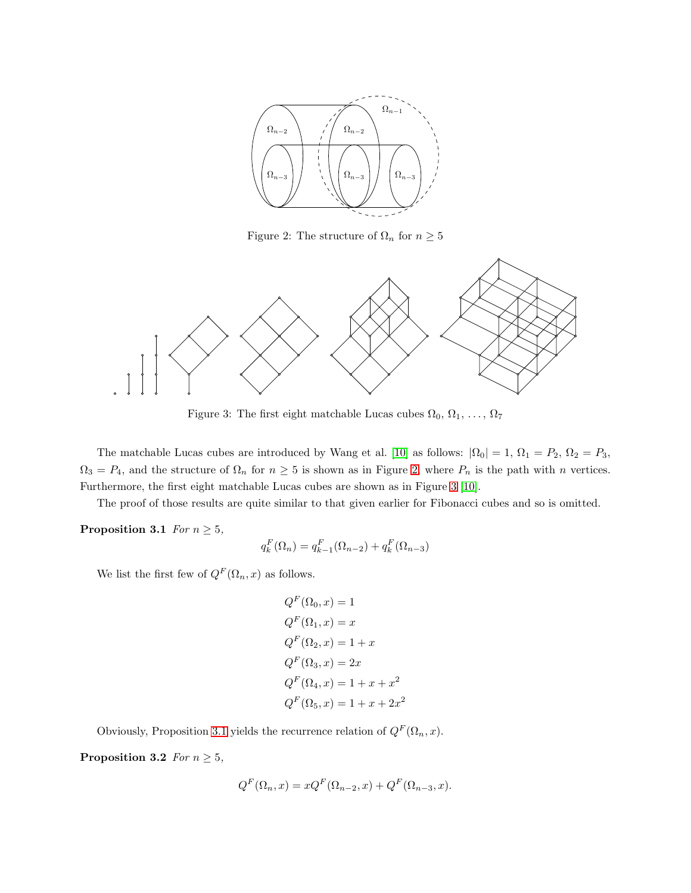Figure 2: The structure of $\Omega_n$ for $n \geq 5$

Figure 3: The first eight matchable Lucas cubes $\Omega_0, \Omega_1, \ldots, \Omega_7$

The matchable Lucas cubes are introduced by Wang et al. [10] as follows: $|\Omega_0| = 1$, $\Omega_1 = P_2$, $\Omega_2 = P_3$, $\Omega_3 = P_4$, and the structure of $\Omega_n$ for $n \geq 5$ is shown as in Figure 2, where $P_n$ is the path with $n$ vertices. Furthermore, the first eight matchable Lucas cubes are shown as in Figure 3 [10].

The proof of those results are quite similar to that given earlier for Fibonacci cubes and so is omitted.

**Proposition 3.1** *For $n \geq 5$,*

$$q_k^F(\Omega_n) = q_{k-1}^F(\Omega_{n-2}) + q_k^F(\Omega_{n-3})$$

We list the first few of $Q^F(\Omega_n, x)$ as follows.

$$Q^F(\Omega_0, x) = 1$$
$$Q^F(\Omega_1, x) = x$$
$$Q^F(\Omega_2, x) = 1 + x$$
$$Q^F(\Omega_3, x) = 2x$$
$$Q^F(\Omega_4, x) = 1 + x + x^2$$
$$Q^F(\Omega_5, x) = 1 + x + 2x^2$$

Obviously, Proposition 3.1 yields the recurrence relation of $Q^F(\Omega_n, x)$.

**Proposition 3.2** *For $n \geq 5$,*

$$Q^F(\Omega_n, x) = xQ^F(\Omega_{n-2}, x) + Q^F(\Omega_{n-3}, x).$$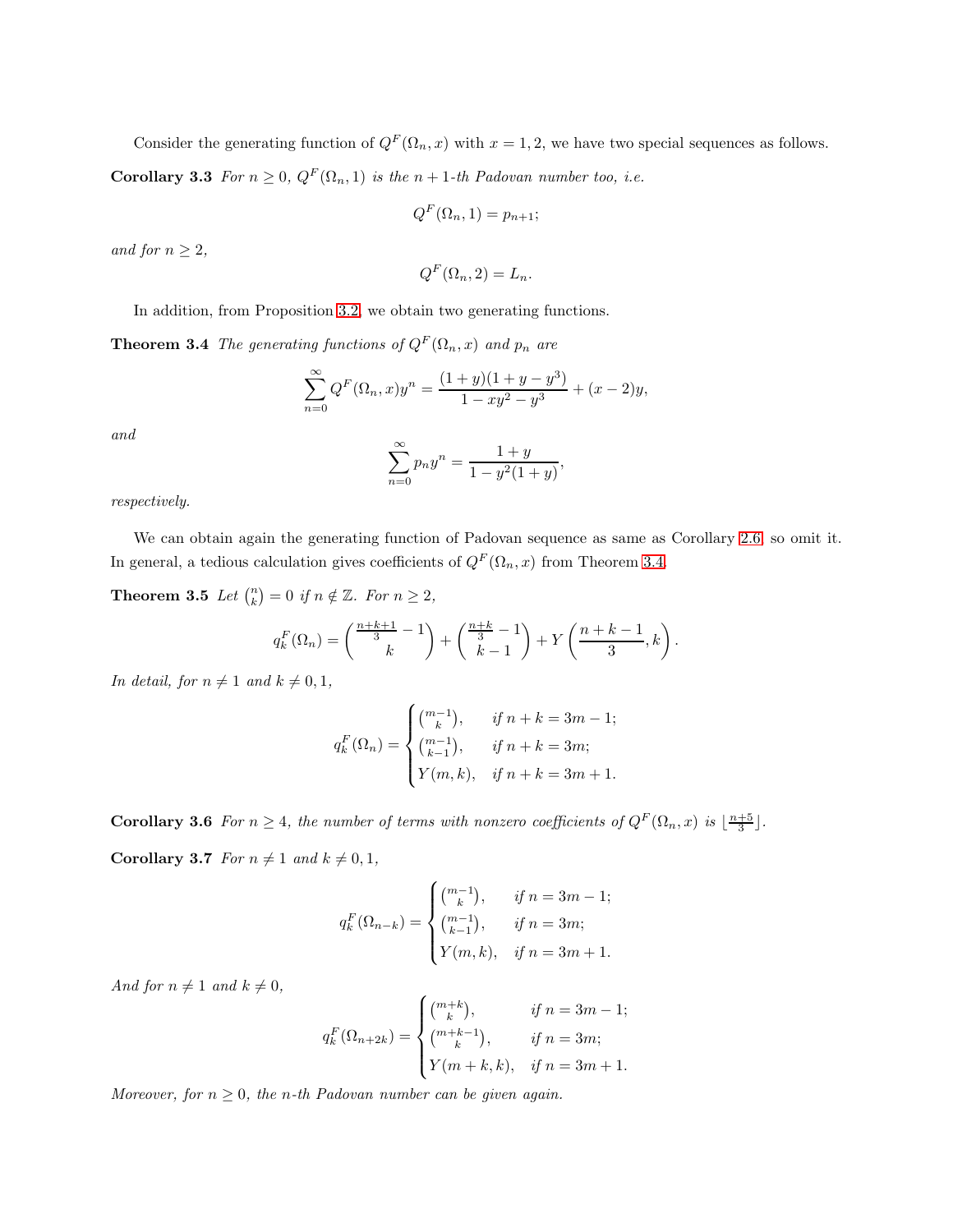Consider the generating function of $Q^F(\Omega_n, x)$ with $x = 1, 2$, we have two special sequences as follows.

**Corollary 3.3** *For $n \geq 0$, $Q^F(\Omega_n, 1)$ is the $n+1$-th Padovan number too, i.e.*

$$Q^F(\Omega_n, 1) = p_{n+1};$$

*and for $n \geq 2$,*

$$Q^F(\Omega_n, 2) = L_n.$$

In addition, from Proposition 3.2, we obtain two generating functions.

**Theorem 3.4** *The generating functions of $Q^F(\Omega_n, x)$ and $p_n$ are*

$$\sum_{n=0}^{\infty} Q^F(\Omega_n, x) y^n = \frac{(1+y)(1+y-y^3)}{1-xy^2-y^3} + (x-2)y,$$

*and*

$$\sum_{n=0}^{\infty} p_n y^n = \frac{1+y}{1-y^2(1+y)},$$

*respectively.*

We can obtain again the generating function of Padovan sequence as same as Corollary 2.6, so omit it. In general, a tedious calculation gives coefficients of $Q^F(\Omega_n, x)$ from Theorem 3.4.

**Theorem 3.5** *Let $\binom{n}{k} = 0$ if $n \notin \mathbb{Z}$. For $n \geq 2$,*

$$q_k^F(\Omega_n) = \binom{\frac{n+k+1}{3} - 1}{k} + \binom{\frac{n+k}{3} - 1}{k-1} + Y\left(\frac{n+k-1}{3}, k\right).$$

*In detail, for $n \neq 1$ and $k \neq 0, 1$,*

$$q_k^F(\Omega_n) = \begin{cases} \binom{m-1}{k}, & \text{if } n+k = 3m-1; \\ \binom{m-1}{k-1}, & \text{if } n+k = 3m; \\ Y(m,k), & \text{if } n+k = 3m+1. \end{cases}$$

**Corollary 3.6** *For $n \geq 4$, the number of terms with nonzero coefficients of $Q^F(\Omega_n, x)$ is $\lfloor \frac{n+5}{3} \rfloor$.*

**Corollary 3.7** *For $n \neq 1$ and $k \neq 0, 1$,*

$$q_k^F(\Omega_{n-k}) = \begin{cases} \binom{m-1}{k}, & \text{if } n = 3m-1; \\ \binom{m-1}{k-1}, & \text{if } n = 3m; \\ Y(m,k), & \text{if } n = 3m+1. \end{cases}$$

*And for $n \neq 1$ and $k \neq 0$,*

$$q_k^F(\Omega_{n+2k}) = \begin{cases} \binom{m+k}{k}, & \text{if } n = 3m-1; \\ \binom{m+k-1}{k}, & \text{if } n = 3m; \\ Y(m+k,k), & \text{if } n = 3m+1. \end{cases}$$

*Moreover, for $n \geq 0$, the $n$-th Padovan number can be given again.*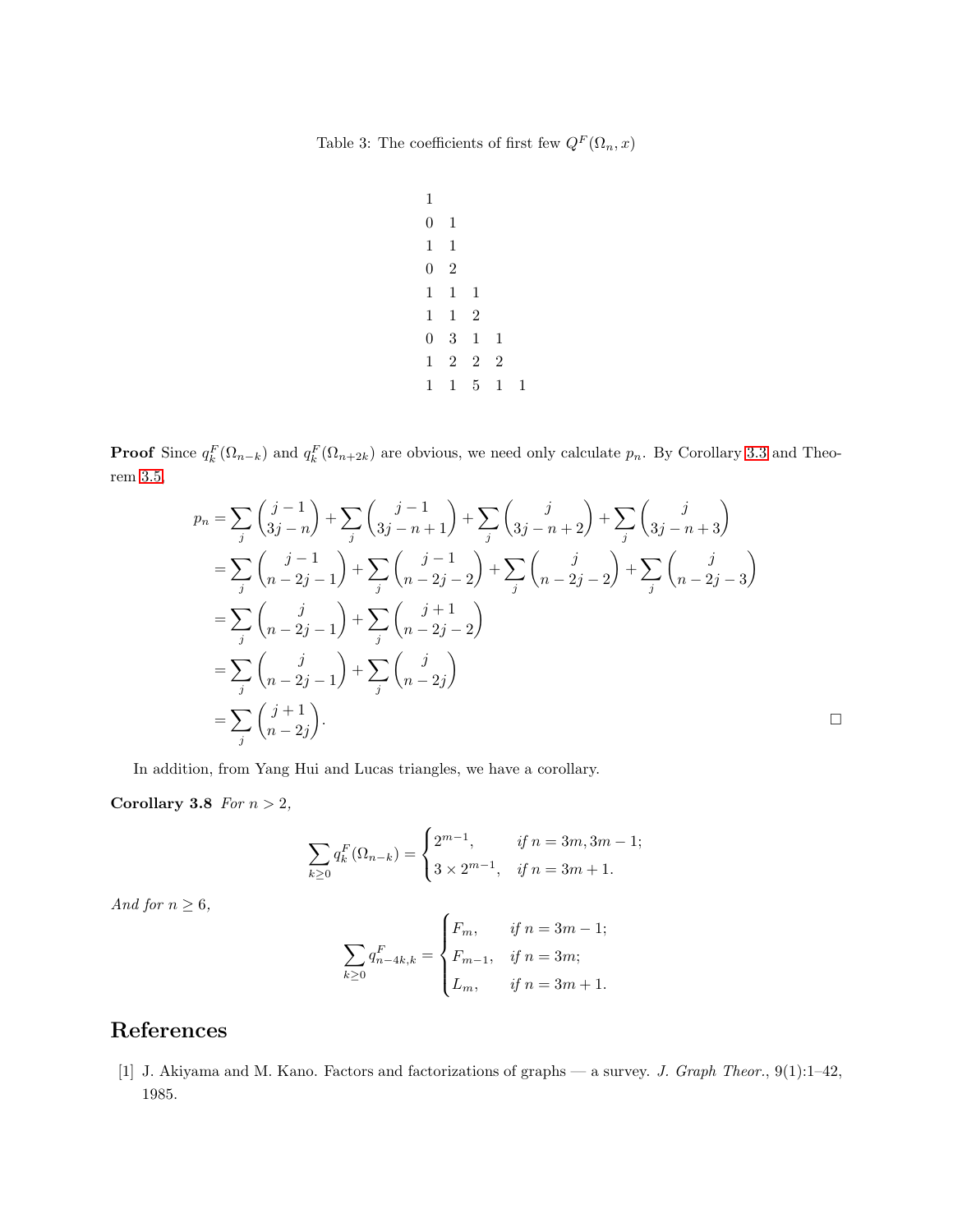Table 3: The coefficients of first few $Q^F(\Omega_n, x)$

|   |   |   |   |   |
|---|---|---|---|---|
| 1 | | | | |
| 0 | 1 | | | |
| 1 | 1 | | | |
| 0 | 2 | | | |
| 1 | 1 | 1 | | |
| 1 | 1 | 2 | | |
| 0 | 3 | 1 | 1 | |
| 1 | 2 | 2 | 2 | |
| 1 | 1 | 5 | 1 | 1 |

**Proof** Since $q_k^F(\Omega_{n-k})$ and $q_k^F(\Omega_{n+2k})$ are obvious, we need only calculate $p_n$. By Corollary 3.3 and Theorem 3.5,

$$\begin{aligned}
p_n &= \sum_j \binom{j-1}{3j-n} + \sum_j \binom{j-1}{3j-n+1} + \sum_j \binom{j}{3j-n+2} + \sum_j \binom{j}{3j-n+3} \\
&= \sum_j \binom{j-1}{n-2j-1} + \sum_j \binom{j-1}{n-2j-2} + \sum_j \binom{j}{n-2j-2} + \sum_j \binom{j}{n-2j-3} \\
&= \sum_j \binom{j}{n-2j-1} + \sum_j \binom{j+1}{n-2j-2} \\
&= \sum_j \binom{j}{n-2j-1} + \sum_j \binom{j}{n-2j} \\
&= \sum_j \binom{j+1}{n-2j}.
\end{aligned}$$

□

In addition, from Yang Hui and Lucas triangles, we have a corollary.

**Corollary 3.8** *For $n > 2$,*

$$\sum_{k\geq 0} q_k^F(\Omega_{n-k}) = \begin{cases} 2^{m-1}, & \text{if } n = 3m, 3m-1; \\ 3 \times 2^{m-1}, & \text{if } n = 3m+1. \end{cases}$$

*And for $n \geq 6$,*

$$\sum_{k\geq 0} q_{n-4k,k}^F = \begin{cases} F_m, & \text{if } n = 3m-1; \\ F_{m-1}, & \text{if } n = 3m; \\ L_m, & \text{if } n = 3m+1. \end{cases}$$

## References

[1] J. Akiyama and M. Kano. Factors and factorizations of graphs — a survey. *J. Graph Theor.*, 9(1):1–42, 1985.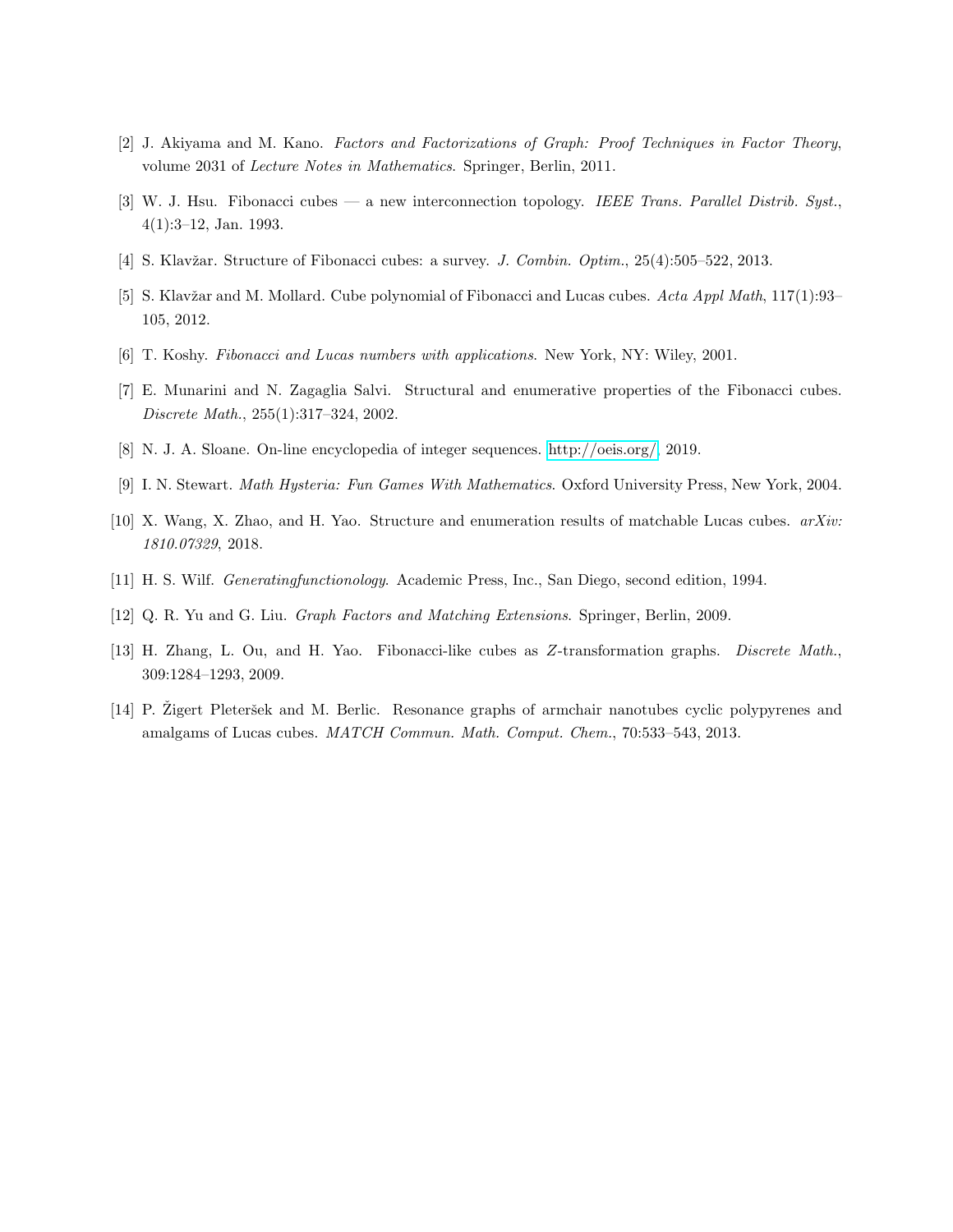[2] J. Akiyama and M. Kano. *Factors and Factorizations of Graph: Proof Techniques in Factor Theory*, volume 2031 of *Lecture Notes in Mathematics*. Springer, Berlin, 2011.

[3] W. J. Hsu. Fibonacci cubes — a new interconnection topology. *IEEE Trans. Parallel Distrib. Syst.*, 4(1):3–12, Jan. 1993.

[4] S. Klavžar. Structure of Fibonacci cubes: a survey. *J. Combin. Optim.*, 25(4):505–522, 2013.

[5] S. Klavžar and M. Mollard. Cube polynomial of Fibonacci and Lucas cubes. *Acta Appl Math*, 117(1):93–105, 2012.

[6] T. Koshy. *Fibonacci and Lucas numbers with applications*. New York, NY: Wiley, 2001.

[7] E. Munarini and N. Zagaglia Salvi. Structural and enumerative properties of the Fibonacci cubes. *Discrete Math.*, 255(1):317–324, 2002.

[8] N. J. A. Sloane. On-line encyclopedia of integer sequences. http://oeis.org/, 2019.

[9] I. N. Stewart. *Math Hysteria: Fun Games With Mathematics*. Oxford University Press, New York, 2004.

[10] X. Wang, X. Zhao, and H. Yao. Structure and enumeration results of matchable Lucas cubes. *arXiv: 1810.07329*, 2018.

[11] H. S. Wilf. *Generatingfunctionology*. Academic Press, Inc., San Diego, second edition, 1994.

[12] Q. R. Yu and G. Liu. *Graph Factors and Matching Extensions*. Springer, Berlin, 2009.

[13] H. Zhang, L. Ou, and H. Yao. Fibonacci-like cubes as $Z$-transformation graphs. *Discrete Math.*, 309:1284–1293, 2009.

[14] P. Žigert Pleteršek and M. Berlic. Resonance graphs of armchair nanotubes cyclic polypyrenes and amalgams of Lucas cubes. *MATCH Commun. Math. Comput. Chem.*, 70:533–543, 2013.